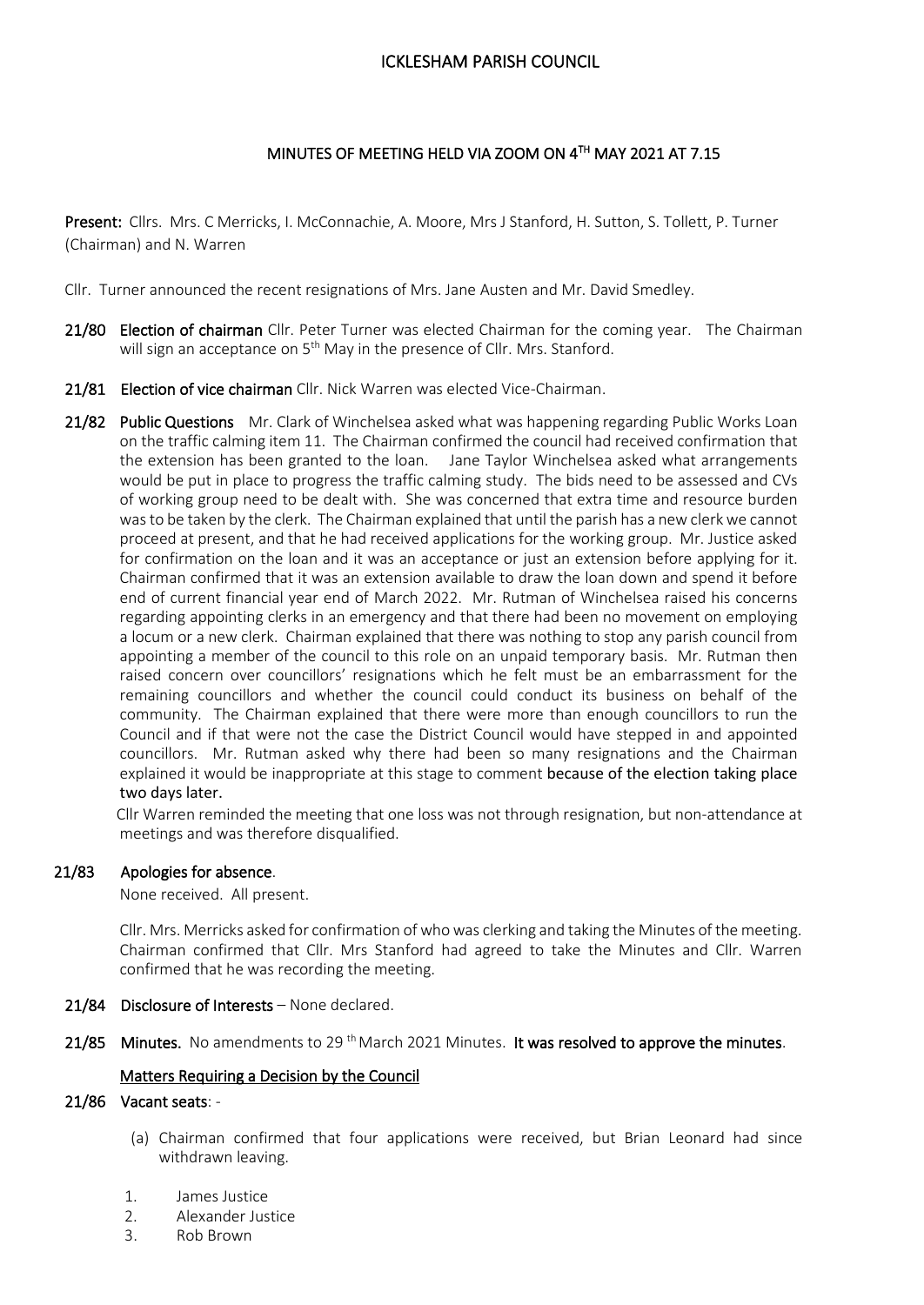# ICKLESHAM PARISH COUNCIL

## MINUTES OF MEETING HELD VIA ZOOM ON 4TH MAY 2021 AT 7.15

**Present:** Cllrs. Mrs. C Merricks, I. McConnachie, A. Moore, Mrs J Stanford, H. Sutton, S. Tollett, P. Turner (Chairman) and N. Warren

Cllr. Turner announced the recent resignations of Mrs. Jane Austen and Mr. David Smedley.

**21/80 Election of chairman** Cllr. Peter Turner was elected Chairman for the coming year. The Chairman will sign an acceptance on 5th May in the presence of Cllr. Mrs. Stanford.

**21/81 Election of vice chairman** Cllr. Nick Warren was elected Vice-Chairman.

**21/82 Public Questions** Mr. Clark of Winchelsea asked what was happening regarding Public Works Loan on the traffic calming item 11. The Chairman confirmed the council had received confirmation that the extension has been granted to the loan. Jane Taylor Winchelsea asked what arrangements would be put in place to progress the traffic calming study. The bids need to be assessed and CVs of working group need to be dealt with. She was concerned that extra time and resource burden was to be taken by the clerk. The Chairman explained that until the parish has a new clerk we cannot proceed at present, and that he had received applications for the working group. Mr. Justice asked for confirmation on the loan and it was an acceptance or just an extension before applying for it. Chairman confirmed that it was an extension available to draw the loan down and spend it before end of current financial year end of March 2022. Mr. Rutman of Winchelsea raised his concerns regarding appointing clerks in an emergency and that there had been no movement on employing a locum or a new clerk. Chairman explained that there was nothing to stop any parish council from appointing a member of the council to this role on an unpaid temporary basis. Mr. Rutman then raised concern over councillors' resignations which he felt must be an embarrassment for the remaining councillors and whether the council could conduct its business on behalf of the community. The Chairman explained that there were more than enough councillors to run the Council and if that were not the case the District Council would have stepped in and appointed councillors. Mr. Rutman asked why there had been so many resignations and the Chairman explained it would be inappropriate at this stage to comment **because of the election taking place two days later.**

Cllr Warren reminded the meeting that one loss was not through resignation, but non-attendance at meetings and was therefore disqualified.

**21/83 Apologies for absence**.

None received. All present.

Cllr. Mrs. Merricks asked for confirmation of who was clerking and taking the Minutes of the meeting. Chairman confirmed that Cllr. Mrs Stanford had agreed to take the Minutes and Cllr. Warren confirmed that he was recording the meeting.

**21/84 Disclosure of Interests** – None declared.

**21/85 Minutes.** No amendments to 29th March 2021 Minutes. **It was resolved to approve the minutes**.

**Matters Requiring a Decision by the Council**

**21/86 Vacant seats**: -

(a) Chairman confirmed that four applications were received, but Brian Leonard had since withdrawn leaving.

1. James Justice
2. Alexander Justice
3. Rob Brown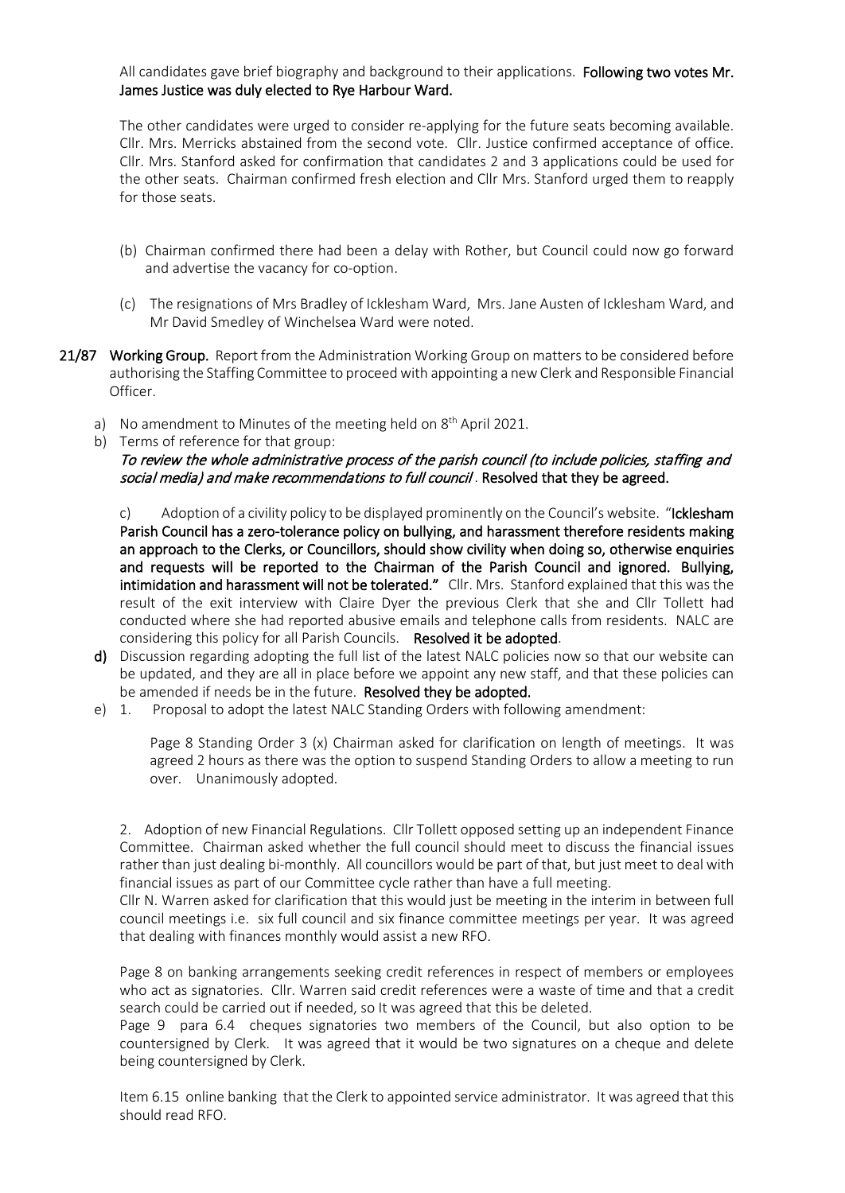All candidates gave brief biography and background to their applications. **Following two votes Mr. James Justice was duly elected to Rye Harbour Ward.**

The other candidates were urged to consider re-applying for the future seats becoming available. Cllr. Mrs. Merricks abstained from the second vote. Cllr. Justice confirmed acceptance of office. Cllr. Mrs. Stanford asked for confirmation that candidates 2 and 3 applications could be used for the other seats. Chairman confirmed fresh election and Cllr Mrs. Stanford urged them to reapply for those seats.

(b) Chairman confirmed there had been a delay with Rother, but Council could now go forward and advertise the vacancy for co-option.

(c) The resignations of Mrs Bradley of Icklesham Ward, Mrs. Jane Austen of Icklesham Ward, and Mr David Smedley of Winchelsea Ward were noted.

**21/87** **Working Group.** Report from the Administration Working Group on matters to be considered before authorising the Staffing Committee to proceed with appointing a new Clerk and Responsible Financial Officer.

a) No amendment to Minutes of the meeting held on 8th April 2021.

b) Terms of reference for that group:
*To review the whole administrative process of the parish council (to include policies, staffing and social media) and make recommendations to full council* . **Resolved that they be agreed.**

c) Adoption of a civility policy to be displayed prominently on the Council's website. "**Icklesham Parish Council has a zero-tolerance policy on bullying, and harassment therefore residents making an approach to the Clerks, or Councillors, should show civility when doing so, otherwise enquiries and requests will be reported to the Chairman of the Parish Council and ignored. Bullying, intimidation and harassment will not be tolerated."** Cllr. Mrs. Stanford explained that this was the result of the exit interview with Claire Dyer the previous Clerk that she and Cllr Tollett had conducted where she had reported abusive emails and telephone calls from residents. NALC are considering this policy for all Parish Councils. **Resolved it be adopted**.

**d)** Discussion regarding adopting the full list of the latest NALC policies now so that our website can be updated, and they are all in place before we appoint any new staff, and that these policies can be amended if needs be in the future. **Resolved they be adopted.**

e) 1. Proposal to adopt the latest NALC Standing Orders with following amendment:

Page 8 Standing Order 3 (x) Chairman asked for clarification on length of meetings. It was agreed 2 hours as there was the option to suspend Standing Orders to allow a meeting to run over. Unanimously adopted.

2. Adoption of new Financial Regulations. Cllr Tollett opposed setting up an independent Finance Committee. Chairman asked whether the full council should meet to discuss the financial issues rather than just dealing bi-monthly. All councillors would be part of that, but just meet to deal with financial issues as part of our Committee cycle rather than have a full meeting.
Cllr N. Warren asked for clarification that this would just be meeting in the interim in between full council meetings i.e. six full council and six finance committee meetings per year. It was agreed that dealing with finances monthly would assist a new RFO.

Page 8 on banking arrangements seeking credit references in respect of members or employees who act as signatories. Cllr. Warren said credit references were a waste of time and that a credit search could be carried out if needed, so It was agreed that this be deleted.
Page 9 para 6.4 cheques signatories two members of the Council, but also option to be countersigned by Clerk. It was agreed that it would be two signatures on a cheque and delete being countersigned by Clerk.

Item 6.15 online banking that the Clerk to appointed service administrator. It was agreed that this should read RFO.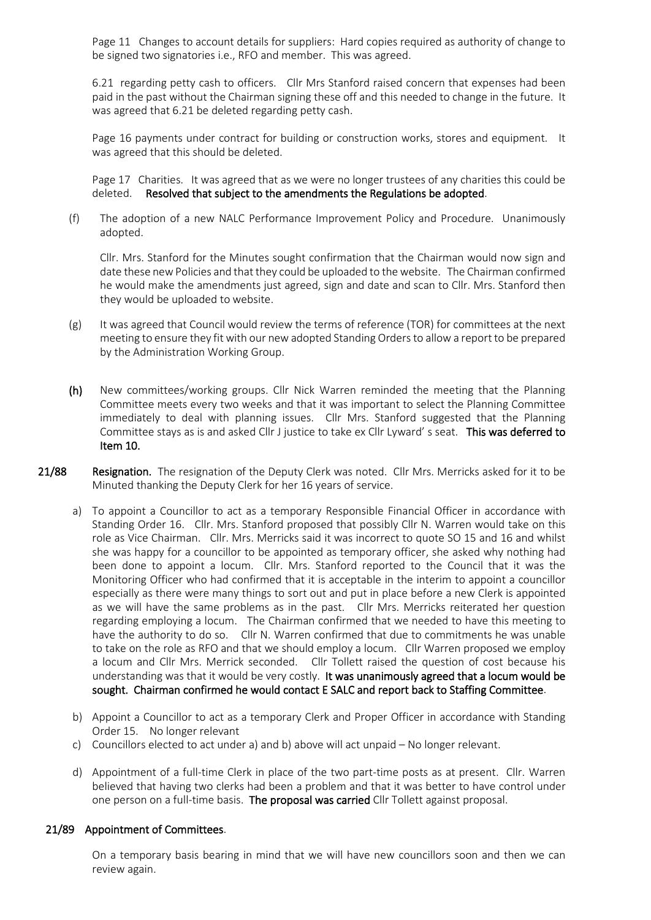Page 11 Changes to account details for suppliers: Hard copies required as authority of change to be signed two signatories i.e., RFO and member. This was agreed.

6.21 regarding petty cash to officers. Cllr Mrs Stanford raised concern that expenses had been paid in the past without the Chairman signing these off and this needed to change in the future. It was agreed that 6.21 be deleted regarding petty cash.

Page 16 payments under contract for building or construction works, stores and equipment. It was agreed that this should be deleted.

Page 17 Charities. It was agreed that as we were no longer trustees of any charities this could be deleted. **Resolved that subject to the amendments the Regulations be adopted**.

(f) The adoption of a new NALC Performance Improvement Policy and Procedure. Unanimously adopted.

Cllr. Mrs. Stanford for the Minutes sought confirmation that the Chairman would now sign and date these new Policies and that they could be uploaded to the website. The Chairman confirmed he would make the amendments just agreed, sign and date and scan to Cllr. Mrs. Stanford then they would be uploaded to website.

(g) It was agreed that Council would review the terms of reference (TOR) for committees at the next meeting to ensure they fit with our new adopted Standing Orders to allow a report to be prepared by the Administration Working Group.

**(h)** New committees/working groups. Cllr Nick Warren reminded the meeting that the Planning Committee meets every two weeks and that it was important to select the Planning Committee immediately to deal with planning issues. Cllr Mrs. Stanford suggested that the Planning Committee stays as is and asked Cllr J justice to take ex Cllr Lyward' s seat. **This was deferred to Item 10.**

**21/88 Resignation.** The resignation of the Deputy Clerk was noted. Cllr Mrs. Merricks asked for it to be Minuted thanking the Deputy Clerk for her 16 years of service.

a) To appoint a Councillor to act as a temporary Responsible Financial Officer in accordance with Standing Order 16. Cllr. Mrs. Stanford proposed that possibly Cllr N. Warren would take on this role as Vice Chairman. Cllr. Mrs. Merricks said it was incorrect to quote SO 15 and 16 and whilst she was happy for a councillor to be appointed as temporary officer, she asked why nothing had been done to appoint a locum. Cllr. Mrs. Stanford reported to the Council that it was the Monitoring Officer who had confirmed that it is acceptable in the interim to appoint a councillor especially as there were many things to sort out and put in place before a new Clerk is appointed as we will have the same problems as in the past. Cllr Mrs. Merricks reiterated her question regarding employing a locum. The Chairman confirmed that we needed to have this meeting to have the authority to do so. Cllr N. Warren confirmed that due to commitments he was unable to take on the role as RFO and that we should employ a locum. Cllr Warren proposed we employ a locum and Cllr Mrs. Merrick seconded. Cllr Tollett raised the question of cost because his understanding was that it would be very costly. **It was unanimously agreed that a locum would be sought. Chairman confirmed he would contact E SALC and report back to Staffing Committee**.

b) Appoint a Councillor to act as a temporary Clerk and Proper Officer in accordance with Standing Order 15. No longer relevant

c) Councillors elected to act under a) and b) above will act unpaid – No longer relevant.

d) Appointment of a full-time Clerk in place of the two part-time posts as at present. Cllr. Warren believed that having two clerks had been a problem and that it was better to have control under one person on a full-time basis. **The proposal was carried** Cllr Tollett against proposal.

**21/89 Appointment of Committees**.

On a temporary basis bearing in mind that we will have new councillors soon and then we can review again.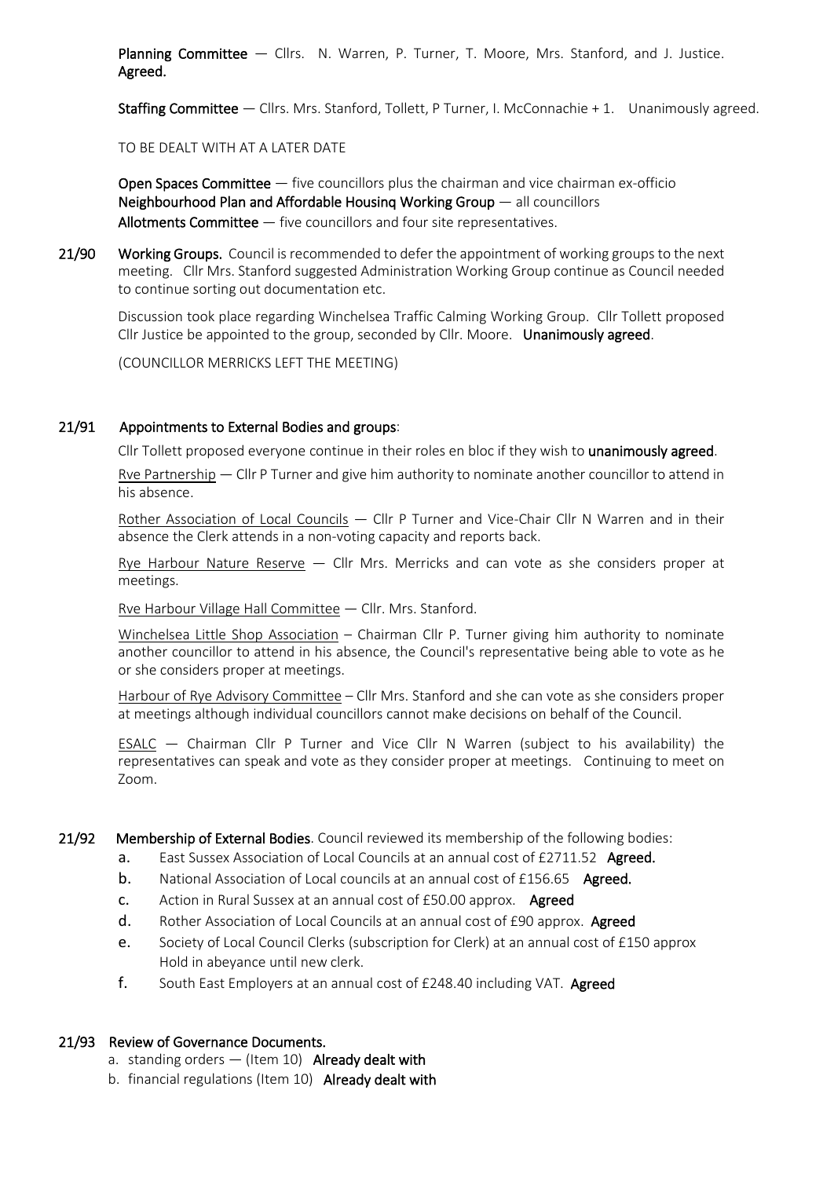**Planning Committee** — Cllrs. N. Warren, P. Turner, T. Moore, Mrs. Stanford, and J. Justice. **Agreed.**

**Staffing Committee** — Cllrs. Mrs. Stanford, Tollett, P Turner, I. McConnachie + 1. Unanimously agreed.

TO BE DEALT WITH AT A LATER DATE

**Open Spaces Committee** — five councillors plus the chairman and vice chairman ex-officio
**Neighbourhood Plan and Affordable Housinq Working Group** — all councillors
**Allotments Committee** — five councillors and four site representatives.

**21/90 Working Groups.** Council is recommended to defer the appointment of working groups to the next meeting. Cllr Mrs. Stanford suggested Administration Working Group continue as Council needed to continue sorting out documentation etc.

Discussion took place regarding Winchelsea Traffic Calming Working Group. Cllr Tollett proposed Cllr Justice be appointed to the group, seconded by Cllr. Moore. **Unanimously agreed**.

(COUNCILLOR MERRICKS LEFT THE MEETING)

**21/91 Appointments to External Bodies and groups**:

Cllr Tollett proposed everyone continue in their roles en bloc if they wish to **unanimously agreed**.

Rve Partnership — Cllr P Turner and give him authority to nominate another councillor to attend in his absence.

Rother Association of Local Councils — Cllr P Turner and Vice-Chair Cllr N Warren and in their absence the Clerk attends in a non-voting capacity and reports back.

Rye Harbour Nature Reserve — Cllr Mrs. Merricks and can vote as she considers proper at meetings.

Rve Harbour Village Hall Committee — Cllr. Mrs. Stanford.

Winchelsea Little Shop Association – Chairman Cllr P. Turner giving him authority to nominate another councillor to attend in his absence, the Council's representative being able to vote as he or she considers proper at meetings.

Harbour of Rye Advisory Committee – Cllr Mrs. Stanford and she can vote as she considers proper at meetings although individual councillors cannot make decisions on behalf of the Council.

ESALC — Chairman Cllr P Turner and Vice Cllr N Warren (subject to his availability) the representatives can speak and vote as they consider proper at meetings. Continuing to meet on Zoom.

**21/92 Membership of External Bodies**. Council reviewed its membership of the following bodies:

a. East Sussex Association of Local Councils at an annual cost of £2711.52 **Agreed.**
b. National Association of Local councils at an annual cost of £156.65 **Agreed.**
c. Action in Rural Sussex at an annual cost of £50.00 approx. **Agreed**
d. Rother Association of Local Councils at an annual cost of £90 approx. **Agreed**
e. Society of Local Council Clerks (subscription for Clerk) at an annual cost of £150 approx
   Hold in abeyance until new clerk.
f. South East Employers at an annual cost of £248.40 including VAT. **Agreed**

**21/93 Review of Governance Documents.**

a. standing orders — (Item 10) **Already dealt with**
b. financial regulations (Item 10) **Already dealt with**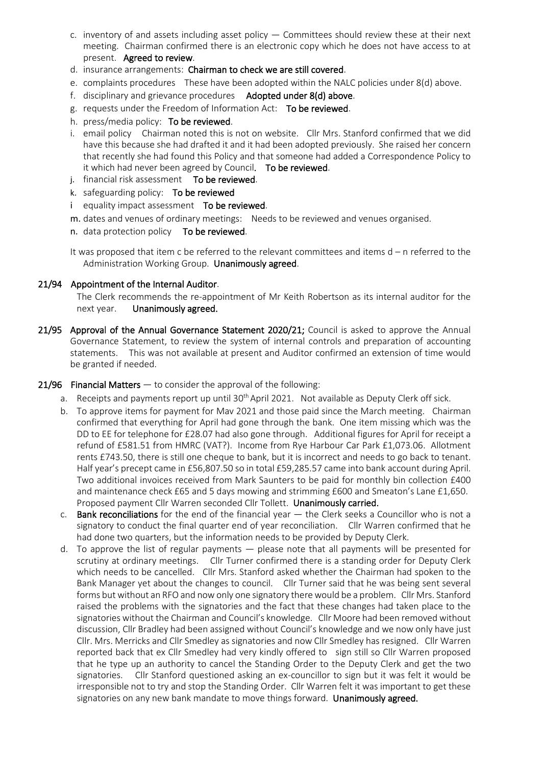c. inventory of and assets including asset policy — Committees should review these at their next meeting. Chairman confirmed there is an electronic copy which he does not have access to at present. **Agreed to review**.
d. insurance arrangements: **Chairman to check we are still covered**.
e. complaints procedures These have been adopted within the NALC policies under 8(d) above.
f. disciplinary and grievance procedures **Adopted under 8(d) above**.
g. requests under the Freedom of Information Act: **To be reviewed**.
h. press/media policy: **To be reviewed**.
i. email policy Chairman noted this is not on website. Cllr Mrs. Stanford confirmed that we did have this because she had drafted it and it had been adopted previously. She raised her concern that recently she had found this Policy and that someone had added a Correspondence Policy to it which had never been agreed by Council. **To be reviewed**.
j. financial risk assessment **To be reviewed**.
k. safeguarding policy: **To be reviewed**
l. equality impact assessment **To be reviewed**.
m. dates and venues of ordinary meetings: Needs to be reviewed and venues organised.
n. data protection policy **To be reviewed**.

It was proposed that item c be referred to the relevant committees and items d – n referred to the Administration Working Group. **Unanimously agreed**.

**21/94 Appointment of the Internal Auditor**.

The Clerk recommends the re-appointment of Mr Keith Robertson as its internal auditor for the next year. **Unanimously agreed.**

**21/95 Approval of the Annual Governance Statement 2020/21;** Council is asked to approve the Annual Governance Statement, to review the system of internal controls and preparation of accounting statements. This was not available at present and Auditor confirmed an extension of time would be granted if needed.

**21/96 Financial Matters** — to consider the approval of the following:

a. Receipts and payments report up until 30th April 2021. Not available as Deputy Clerk off sick.
b. To approve items for payment for Mav 2021 and those paid since the March meeting. Chairman confirmed that everything for April had gone through the bank. One item missing which was the DD to EE for telephone for £28.07 had also gone through. Additional figures for April for receipt a refund of £581.51 from HMRC (VAT?). Income from Rye Harbour Car Park £1,073.06. Allotment rents £743.50, there is still one cheque to bank, but it is incorrect and needs to go back to tenant. Half year's precept came in £56,807.50 so in total £59,285.57 came into bank account during April. Two additional invoices received from Mark Saunters to be paid for monthly bin collection £400 and maintenance check £65 and 5 days mowing and strimming £600 and Smeaton's Lane £1,650. Proposed payment Cllr Warren seconded Cllr Tollett. **Unanimously carried.**
c. **Bank reconciliations** for the end of the financial year — the Clerk seeks a Councillor who is not a signatory to conduct the final quarter end of year reconciliation. Cllr Warren confirmed that he had done two quarters, but the information needs to be provided by Deputy Clerk.
d. To approve the list of regular payments — please note that all payments will be presented for scrutiny at ordinary meetings. Cllr Turner confirmed there is a standing order for Deputy Clerk which needs to be cancelled. Cllr Mrs. Stanford asked whether the Chairman had spoken to the Bank Manager yet about the changes to council. Cllr Turner said that he was being sent several forms but without an RFO and now only one signatory there would be a problem. Cllr Mrs. Stanford raised the problems with the signatories and the fact that these changes had taken place to the signatories without the Chairman and Council's knowledge. Cllr Moore had been removed without discussion, Cllr Bradley had been assigned without Council's knowledge and we now only have just Cllr. Mrs. Merricks and Cllr Smedley as signatories and now Cllr Smedley has resigned. Cllr Warren reported back that ex Cllr Smedley had very kindly offered to sign still so Cllr Warren proposed that he type up an authority to cancel the Standing Order to the Deputy Clerk and get the two signatories. Cllr Stanford questioned asking an ex-councillor to sign but it was felt it would be irresponsible not to try and stop the Standing Order. Cllr Warren felt it was important to get these signatories on any new bank mandate to move things forward. **Unanimously agreed.**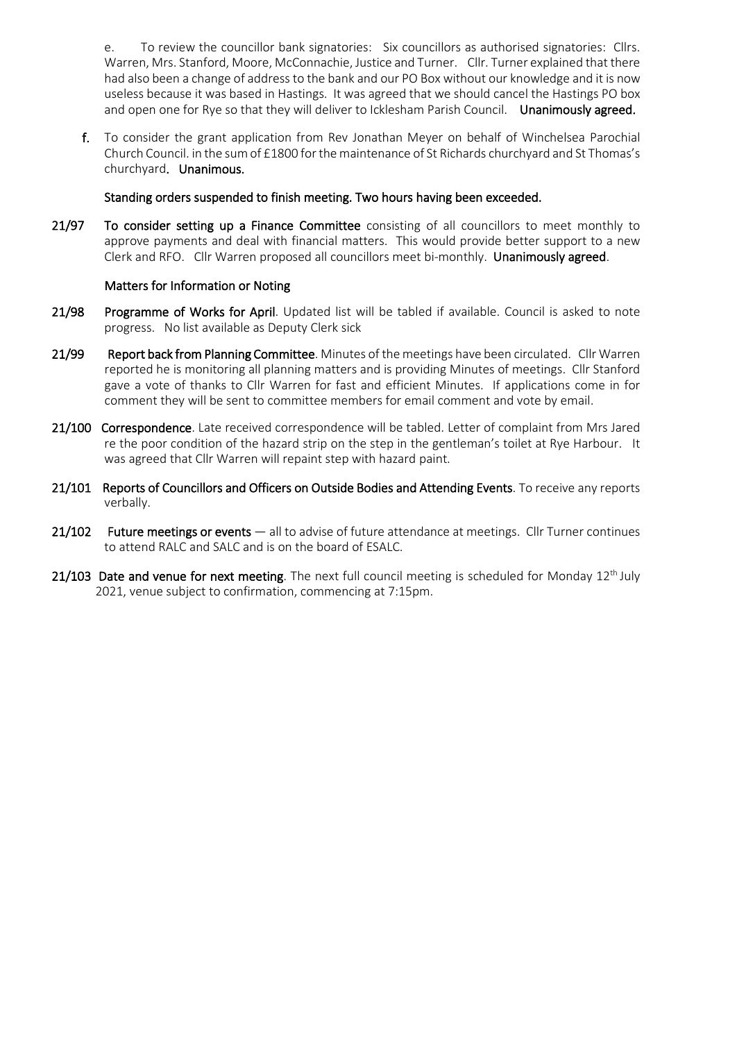e. To review the councillor bank signatories: Six councillors as authorised signatories: Cllrs. Warren, Mrs. Stanford, Moore, McConnachie, Justice and Turner. Cllr. Turner explained that there had also been a change of address to the bank and our PO Box without our knowledge and it is now useless because it was based in Hastings. It was agreed that we should cancel the Hastings PO box and open one for Rye so that they will deliver to Icklesham Parish Council. **Unanimously agreed.**

**f.** To consider the grant application from Rev Jonathan Meyer on behalf of Winchelsea Parochial Church Council. in the sum of £1800 for the maintenance of St Richards churchyard and St Thomas's churchyard. **Unanimous.**

**Standing orders suspended to finish meeting. Two hours having been exceeded.**

**21/97** **To consider setting up a Finance Committee** consisting of all councillors to meet monthly to approve payments and deal with financial matters. This would provide better support to a new Clerk and RFO. Cllr Warren proposed all councillors meet bi-monthly. **Unanimously agreed**.

**Matters for Information or Noting**

**21/98** **Programme of Works for April**. Updated list will be tabled if available. Council is asked to note progress. No list available as Deputy Clerk sick

**21/99** **Report back from Planning Committee**. Minutes of the meetings have been circulated. Cllr Warren reported he is monitoring all planning matters and is providing Minutes of meetings. Cllr Stanford gave a vote of thanks to Cllr Warren for fast and efficient Minutes. If applications come in for comment they will be sent to committee members for email comment and vote by email.

**21/100** **Correspondence**. Late received correspondence will be tabled. Letter of complaint from Mrs Jared re the poor condition of the hazard strip on the step in the gentleman's toilet at Rye Harbour. It was agreed that Cllr Warren will repaint step with hazard paint.

**21/101** **Reports of Councillors and Officers on Outside Bodies and Attending Events**. To receive any reports verbally.

**21/102** **Future meetings or events** — all to advise of future attendance at meetings. Cllr Turner continues to attend RALC and SALC and is on the board of ESALC.

**21/103** **Date and venue for next meeting**. The next full council meeting is scheduled for Monday 12th July 2021, venue subject to confirmation, commencing at 7:15pm.